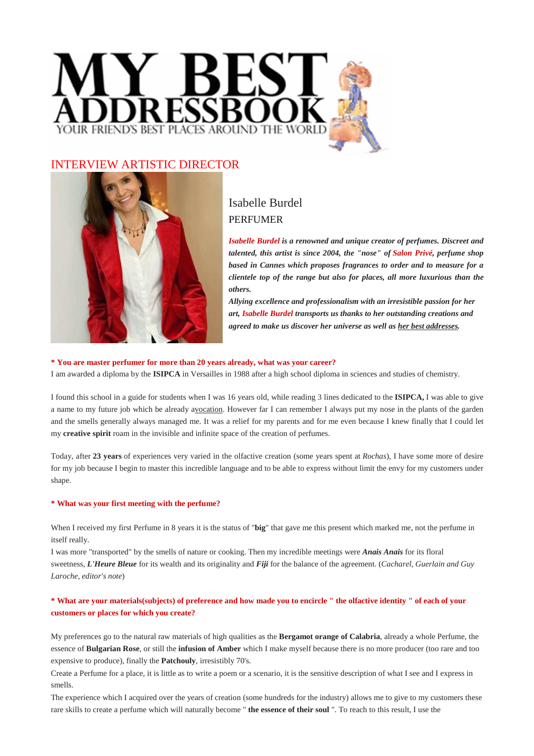# MY BEST ADDRESSBOOK

YOUR FRIEND'S BEST PLACES AROUND THE WORLD

## INTERVIEW ARTISTIC DIRECTOR

### Isabelle Burdel

PERFUMER

***Isabelle Burdel is a renowned and unique creator of perfumes. Discreet and talented, this artist is since 2004, the "nose" of Salon Privé, perfume shop based in Cannes which proposes fragrances to order and to measure for a clientele top of the range but also for places, all more luxurious than the others.***

***Allying excellence and professionalism with an irresistible passion for her art, Isabelle Burdel transports us thanks to her outstanding creations and agreed to make us discover her universe as well as her best addresses.***

**\* You are master perfumer for more than 20 years already, what was your career?**

I am awarded a diploma by the **ISIPCA** in Versailles in 1988 after a high school diploma in sciences and studies of chemistry.

I found this school in a guide for students when I was 16 years old, while reading 3 lines dedicated to the **ISIPCA,** I was able to give a name to my future job which be already avocation. However far I can remember I always put my nose in the plants of the garden and the smells generally always managed me. It was a relief for my parents and for me even because I knew finally that I could let my **creative spirit** roam in the invisible and infinite space of the creation of perfumes.

Today, after **23 years** of experiences very varied in the olfactive creation (some years spent at *Rochas*), I have some more of desire for my job because I begin to master this incredible language and to be able to express without limit the envy for my customers under shape.

**\* What was your first meeting with the perfume?**

When I received my first Perfume in 8 years it is the status of "**big**" that gave me this present which marked me, not the perfume in itself really.

I was more "transported" by the smells of nature or cooking. Then my incredible meetings were ***Anais Anais*** for its floral sweetness, ***L'Heure Bleue*** for its wealth and its originality and ***Fiji*** for the balance of the agreement. (*Cacharel, Guerlain and Guy Laroche, editor's note*)

**\* What are your materials(subjects) of preference and how made you to encircle " the olfactive identity " of each of your customers or places for which you create?**

My preferences go to the natural raw materials of high qualities as the **Bergamot orange of Calabria**, already a whole Perfume, the essence of **Bulgarian Rose**, or still the **infusion of Amber** which I make myself because there is no more producer (too rare and too expensive to produce), finally the **Patchouly**, irresistibly 70's.

Create a Perfume for a place, it is little as to write a poem or a scenario, it is the sensitive description of what I see and I express in smells.

The experience which I acquired over the years of creation (some hundreds for the industry) allows me to give to my customers these rare skills to create a perfume which will naturally become " **the essence of their soul** ". To reach to this result, I use the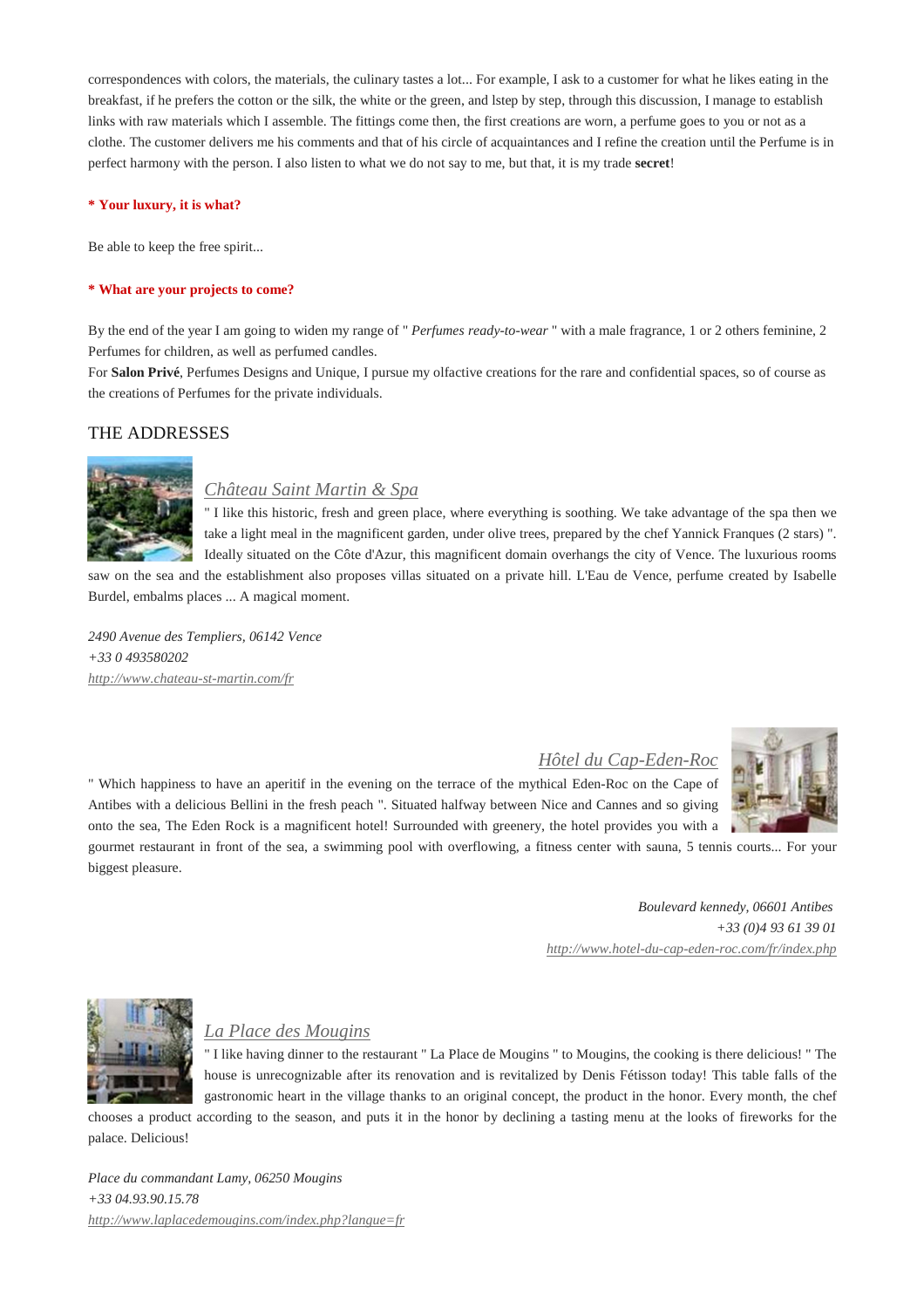correspondences with colors, the materials, the culinary tastes a lot... For example, I ask to a customer for what he likes eating in the breakfast, if he prefers the cotton or the silk, the white or the green, and lstep by step, through this discussion, I manage to establish links with raw materials which I assemble. The fittings come then, the first creations are worn, a perfume goes to you or not as a clothe. The customer delivers me his comments and that of his circle of acquaintances and I refine the creation until the Perfume is in perfect harmony with the person. I also listen to what we do not say to me, but that, it is my trade **secret**!

**\* Your luxury, it is what?**

Be able to keep the free spirit...

**\* What are your projects to come?**

By the end of the year I am going to widen my range of " *Perfumes ready-to-wear* " with a male fragrance, 1 or 2 others feminine, 2 Perfumes for children, as well as perfumed candles.
For **Salon Privé**, Perfumes Designs and Unique, I pursue my olfactive creations for the rare and confidential spaces, so of course as the creations of Perfumes for the private individuals.

## THE ADDRESSES

### *Château Saint Martin & Spa*

" I like this historic, fresh and green place, where everything is soothing. We take advantage of the spa then we take a light meal in the magnificent garden, under olive trees, prepared by the chef Yannick Franques (2 stars) ". Ideally situated on the Côte d'Azur, this magnificent domain overhangs the city of Vence. The luxurious rooms saw on the sea and the establishment also proposes villas situated on a private hill. L'Eau de Vence, perfume created by Isabelle Burdel, embalms places ... A magical moment.

*2490 Avenue des Templiers, 06142 Vence*
*+33 0 493580202*
*http://www.chateau-st-martin.com/fr*

### *Hôtel du Cap-Eden-Roc*

" Which happiness to have an aperitif in the evening on the terrace of the mythical Eden-Roc on the Cape of Antibes with a delicious Bellini in the fresh peach ". Situated halfway between Nice and Cannes and so giving onto the sea, The Eden Rock is a magnificent hotel! Surrounded with greenery, the hotel provides you with a gourmet restaurant in front of the sea, a swimming pool with overflowing, a fitness center with sauna, 5 tennis courts... For your biggest pleasure.

*Boulevard kennedy, 06601 Antibes*
*+33 (0)4 93 61 39 01*
*http://www.hotel-du-cap-eden-roc.com/fr/index.php*

### *La Place des Mougins*

" I like having dinner to the restaurant " La Place de Mougins " to Mougins, the cooking is there delicious! " The house is unrecognizable after its renovation and is revitalized by Denis Fétisson today! This table falls of the gastronomic heart in the village thanks to an original concept, the product in the honor. Every month, the chef chooses a product according to the season, and puts it in the honor by declining a tasting menu at the looks of fireworks for the palace. Delicious!

*Place du commandant Lamy, 06250 Mougins*
*+33 04.93.90.15.78*
*http://www.laplacedemougins.com/index.php?langue=fr*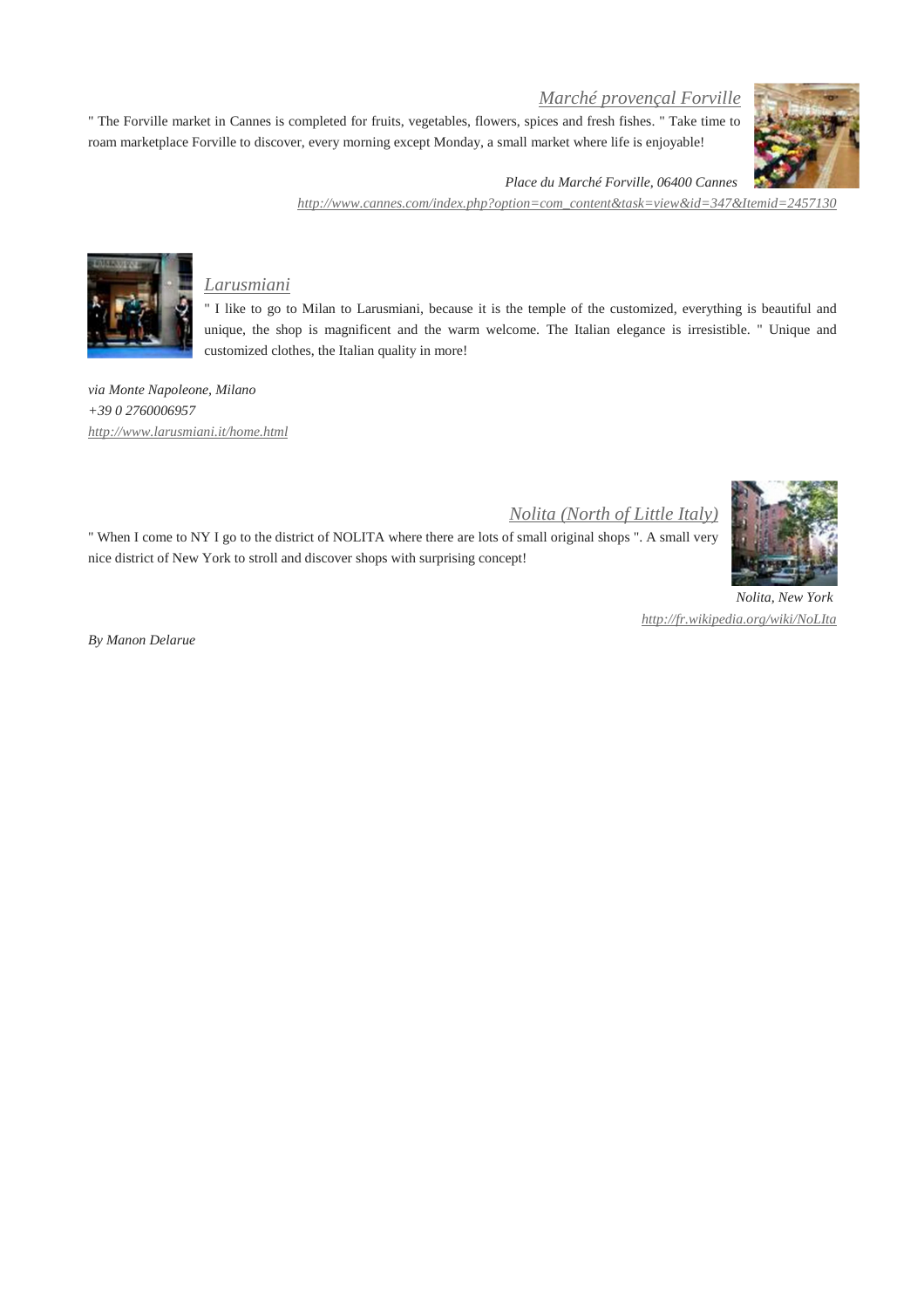### *Marché provençal Forville*

" The Forville market in Cannes is completed for fruits, vegetables, flowers, spices and fresh fishes. " Take time to roam marketplace Forville to discover, every morning except Monday, a small market where life is enjoyable!

*Place du Marché Forville, 06400 Cannes*

*http://www.cannes.com/index.php?option=com_content&task=view&id=347&Itemid=2457130*

### *Larusmiani*

" I like to go to Milan to Larusmiani, because it is the temple of the customized, everything is beautiful and unique, the shop is magnificent and the warm welcome. The Italian elegance is irresistible. " Unique and customized clothes, the Italian quality in more!

*via Monte Napoleone, Milano*
*+39 0 2760006957*
*http://www.larusmiani.it/home.html*

### *Nolita (North of Little Italy)*

" When I come to NY I go to the district of NOLITA where there are lots of small original shops ". A small very nice district of New York to stroll and discover shops with surprising concept!

*Nolita, New York*
*http://fr.wikipedia.org/wiki/NoLIta*

*By Manon Delarue*